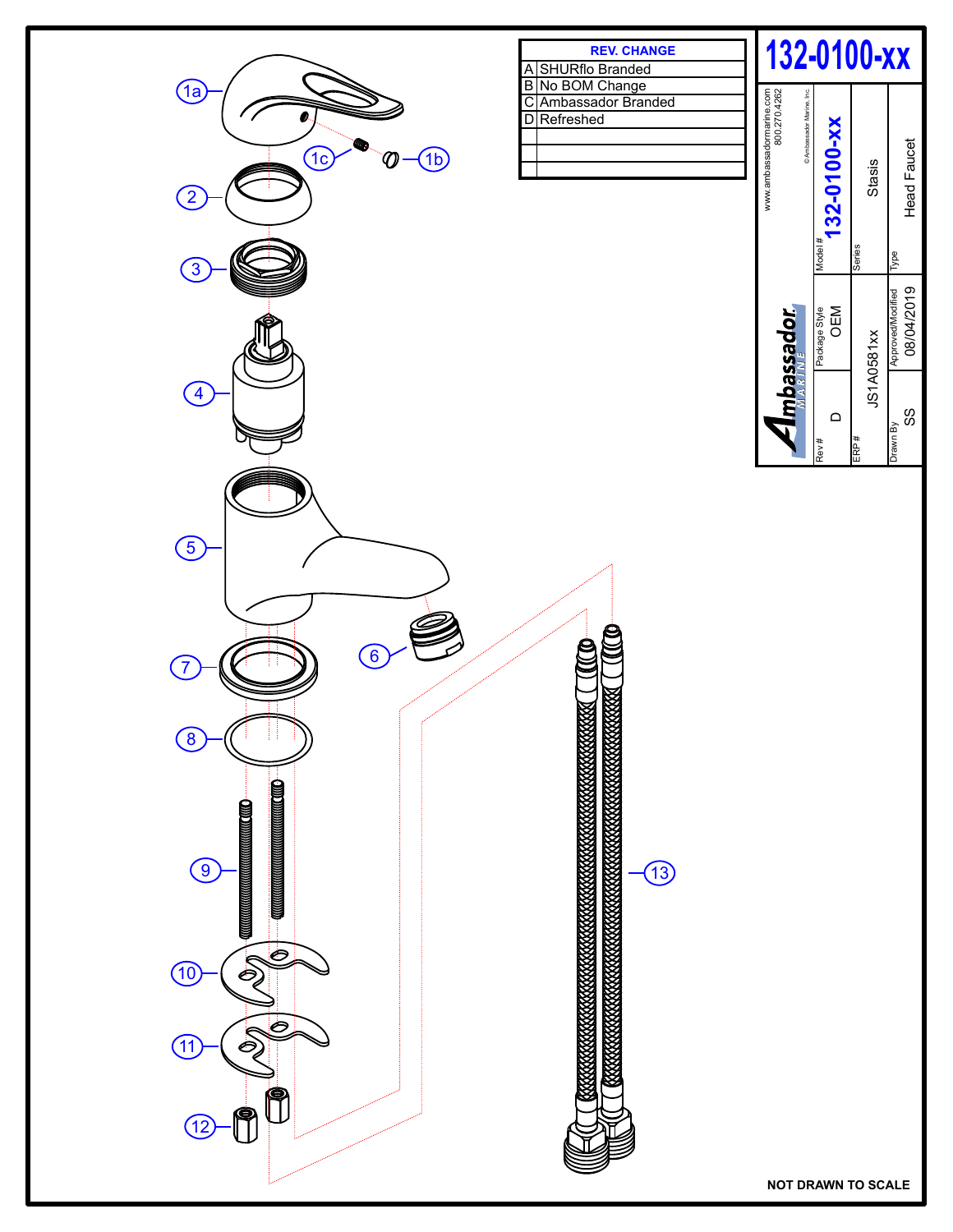# 132-0100-xx

| REV. | CHANGE |
|---|---|
| A | SHURflo Branded |
| B | No BOM Change |
| C | Ambassador Branded |
| D | Refreshed |
| | |
| | |
| | |

www.ambassadormarine.com
800.270.4262

© Ambassador Marine, Inc.

Ambassador MARINE

| Rev # | Package Style | Model # |
|---|---|---|
| D | OEM | 132-0100-xx |
| ERP # | | Series |
| JS1A0581xx | | Stasis |
| Drawn By | Approved/Modified | Type |
| SS | 08/04/2019 | Head Faucet |

1a, 1b, 1c, 2, 3, 4, 5, 6, 7, 8, 9, 10, 11, 12, 13

NOT DRAWN TO SCALE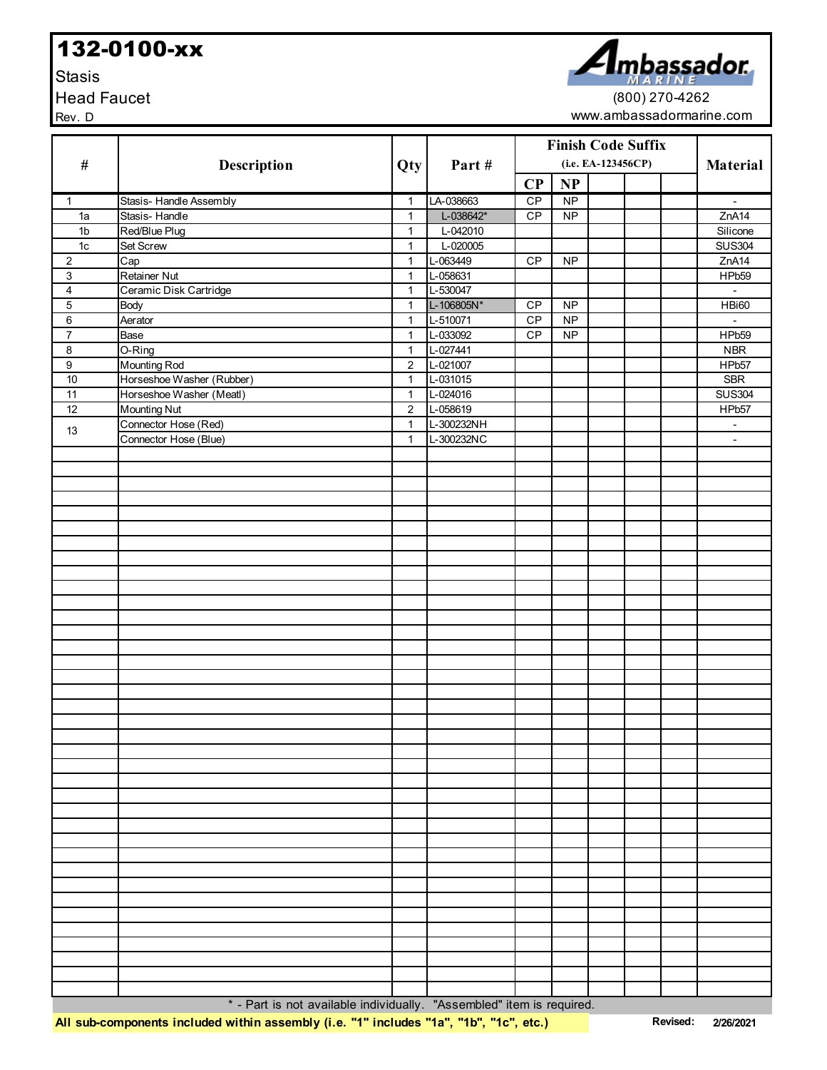# 132-0100-xx

Stasis

Head Faucet

Rev. D

(800) 270-4262

www.ambassadormarine.com

| # | Description | Qty | Part # | Finish Code Suffix (i.e. EA-123456CP) | | | | | Material |
|---|---|---|---|---|---|---|---|---|---|
| | | | | CP | NP | | | | |
| 1 | Stasis- Handle Assembly | 1 | LA-038663 | CP | NP | | | | - |
| 1a | Stasis- Handle | 1 | L-038642* | CP | NP | | | | ZnA14 |
| 1b | Red/Blue Plug | 1 | L-042010 | | | | | | Silicone |
| 1c | Set Screw | 1 | L-020005 | | | | | | SUS304 |
| 2 | Cap | 1 | L-063449 | CP | NP | | | | ZnA14 |
| 3 | Retainer Nut | 1 | L-058631 | | | | | | HPb59 |
| 4 | Ceramic Disk Cartridge | 1 | L-530047 | | | | | | - |
| 5 | Body | 1 | L-106805N* | CP | NP | | | | HBi60 |
| 6 | Aerator | 1 | L-510071 | CP | NP | | | | - |
| 7 | Base | 1 | L-033092 | CP | NP | | | | HPb59 |
| 8 | O-Ring | 1 | L-027441 | | | | | | NBR |
| 9 | Mounting Rod | 2 | L-021007 | | | | | | HPb57 |
| 10 | Horseshoe Washer (Rubber) | 1 | L-031015 | | | | | | SBR |
| 11 | Horseshoe Washer (Meatl) | 1 | L-024016 | | | | | | SUS304 |
| 12 | Mounting Nut | 2 | L-058619 | | | | | | HPb57 |
| 13 | Connector Hose (Red) | 1 | L-300232NH | | | | | | - |
| | Connector Hose (Blue) | 1 | L-300232NC | | | | | | - |

* - Part is not available individually. "Assembled" item is required.

**All sub-components included within assembly (i.e. "1" includes "1a", "1b", "1c", etc.)**

**Revised:** **2/26/2021**